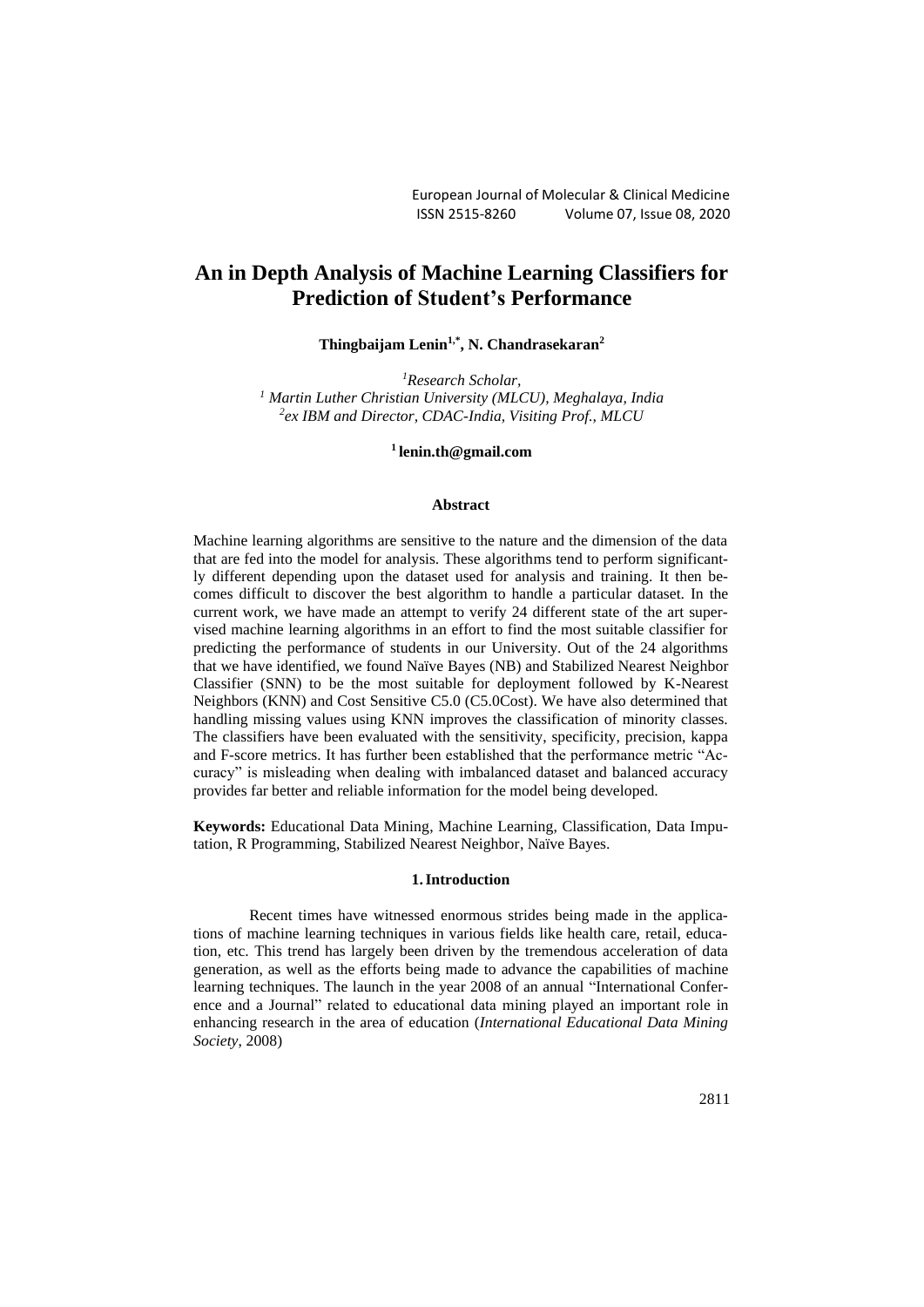# An in Depth Analysis of Machine Learning Classifiers for Prediction of Student's Performance

**Thingbaijam Lenin[1,*], N. Chandrasekaran[2]**

[1]*Research Scholar,*
[1] *Martin Luther Christian University (MLCU), Meghalaya, India*
[2]*ex IBM and Director, CDAC-India, Visiting Prof., MLCU*

**[1] lenin.th@gmail.com**

#### Abstract

Machine learning algorithms are sensitive to the nature and the dimension of the data that are fed into the model for analysis. These algorithms tend to perform significantly different depending upon the dataset used for analysis and training. It then becomes difficult to discover the best algorithm to handle a particular dataset. In the current work, we have made an attempt to verify 24 different state of the art supervised machine learning algorithms in an effort to find the most suitable classifier for predicting the performance of students in our University. Out of the 24 algorithms that we have identified, we found Naïve Bayes (NB) and Stabilized Nearest Neighbor Classifier (SNN) to be the most suitable for deployment followed by K-Nearest Neighbors (KNN) and Cost Sensitive C5.0 (C5.0Cost). We have also determined that handling missing values using KNN improves the classification of minority classes. The classifiers have been evaluated with the sensitivity, specificity, precision, kappa and F-score metrics. It has further been established that the performance metric "Accuracy" is misleading when dealing with imbalanced dataset and balanced accuracy provides far better and reliable information for the model being developed.

**Keywords:** Educational Data Mining, Machine Learning, Classification, Data Imputation, R Programming, Stabilized Nearest Neighbor, Naïve Bayes.

## 1. Introduction

Recent times have witnessed enormous strides being made in the applications of machine learning techniques in various fields like health care, retail, education, etc. This trend has largely been driven by the tremendous acceleration of data generation, as well as the efforts being made to advance the capabilities of machine learning techniques. The launch in the year 2008 of an annual "International Conference and a Journal" related to educational data mining played an important role in enhancing research in the area of education (*International Educational Data Mining Society*, 2008)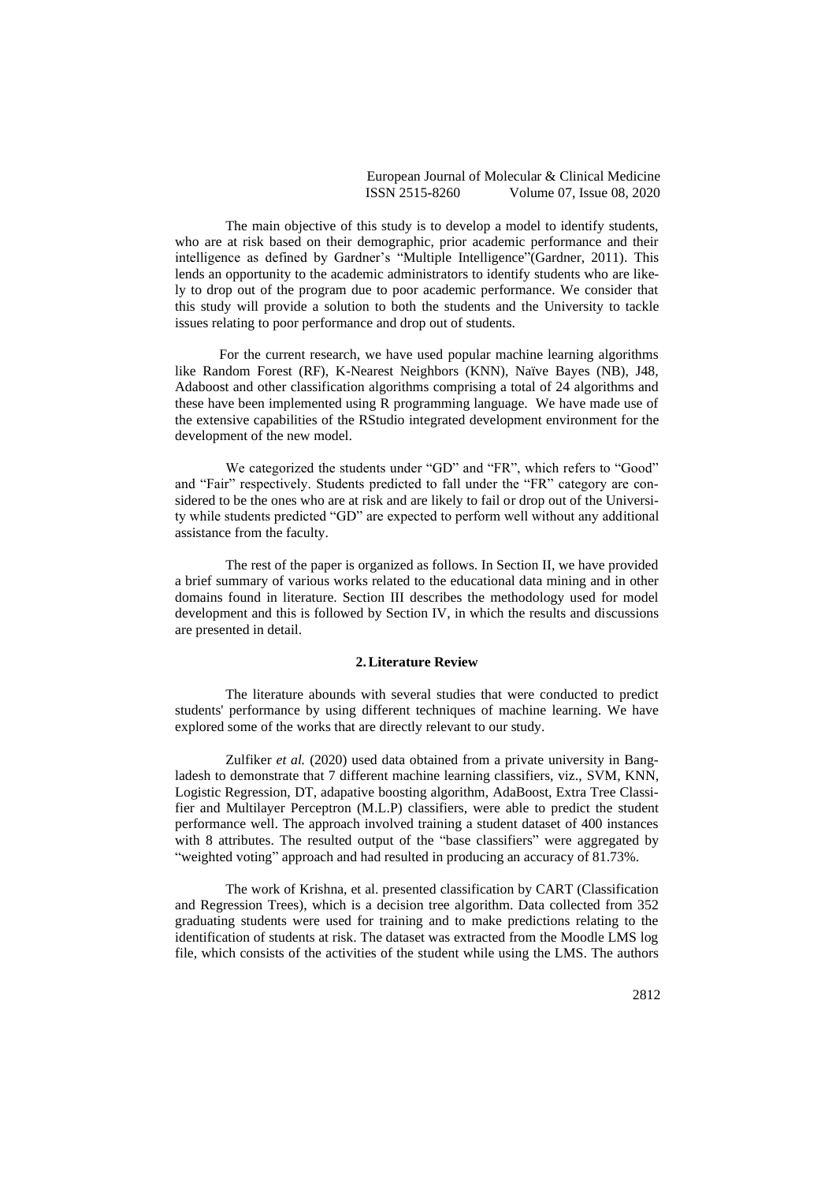The main objective of this study is to develop a model to identify students, who are at risk based on their demographic, prior academic performance and their intelligence as defined by Gardner's "Multiple Intelligence"(Gardner, 2011). This lends an opportunity to the academic administrators to identify students who are likely to drop out of the program due to poor academic performance. We consider that this study will provide a solution to both the students and the University to tackle issues relating to poor performance and drop out of students.

For the current research, we have used popular machine learning algorithms like Random Forest (RF), K-Nearest Neighbors (KNN), Naïve Bayes (NB), J48, Adaboost and other classification algorithms comprising a total of 24 algorithms and these have been implemented using R programming language. We have made use of the extensive capabilities of the RStudio integrated development environment for the development of the new model.

We categorized the students under "GD" and "FR", which refers to "Good" and "Fair" respectively. Students predicted to fall under the "FR" category are considered to be the ones who are at risk and are likely to fail or drop out of the University while students predicted "GD" are expected to perform well without any additional assistance from the faculty.

The rest of the paper is organized as follows. In Section II, we have provided a brief summary of various works related to the educational data mining and in other domains found in literature. Section III describes the methodology used for model development and this is followed by Section IV, in which the results and discussions are presented in detail.

## 2. Literature Review

The literature abounds with several studies that were conducted to predict students' performance by using different techniques of machine learning. We have explored some of the works that are directly relevant to our study.

Zulfiker *et al.* (2020) used data obtained from a private university in Bangladesh to demonstrate that 7 different machine learning classifiers, viz., SVM, KNN, Logistic Regression, DT, adapative boosting algorithm, AdaBoost, Extra Tree Classifier and Multilayer Perceptron (M.L.P) classifiers, were able to predict the student performance well. The approach involved training a student dataset of 400 instances with 8 attributes. The resulted output of the "base classifiers" were aggregated by "weighted voting" approach and had resulted in producing an accuracy of 81.73%.

The work of Krishna, et al. presented classification by CART (Classification and Regression Trees), which is a decision tree algorithm. Data collected from 352 graduating students were used for training and to make predictions relating to the identification of students at risk. The dataset was extracted from the Moodle LMS log file, which consists of the activities of the student while using the LMS. The authors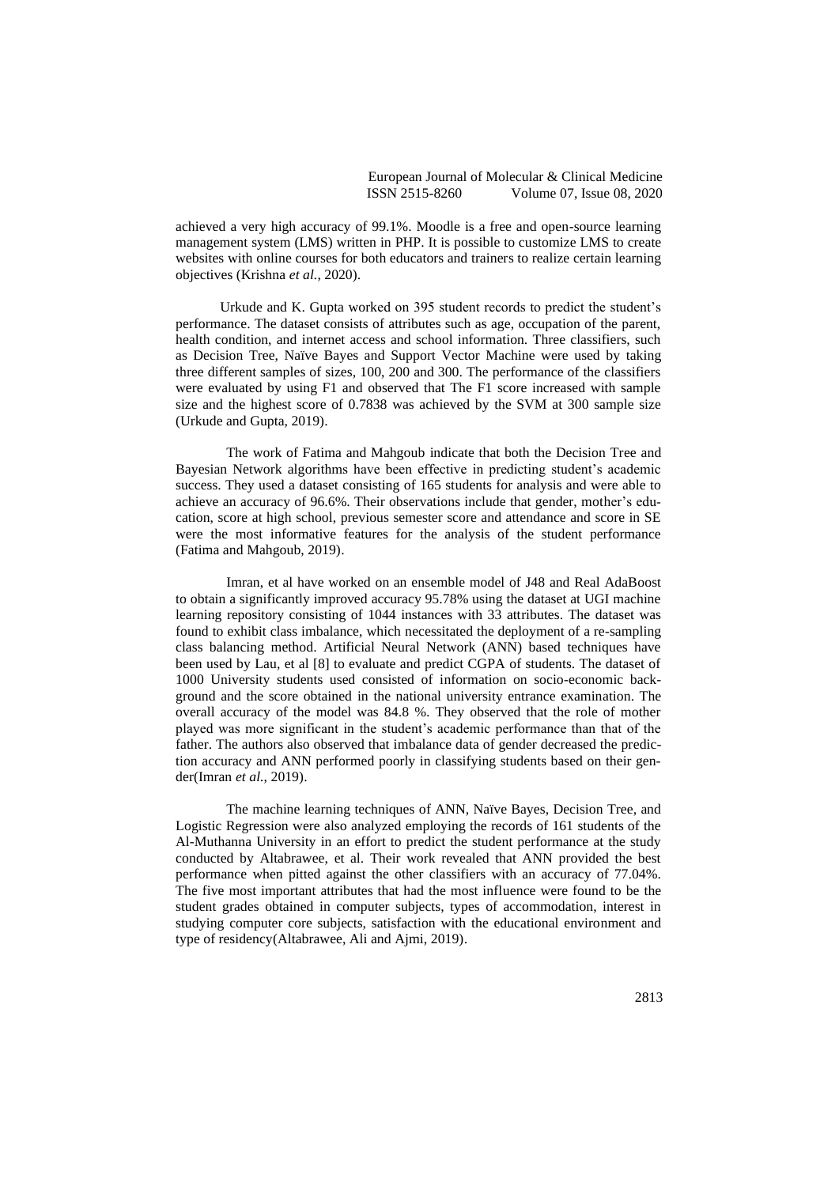achieved a very high accuracy of 99.1%. Moodle is a free and open-source learning management system (LMS) written in PHP. It is possible to customize LMS to create websites with online courses for both educators and trainers to realize certain learning objectives (Krishna *et al.*, 2020).

Urkude and K. Gupta worked on 395 student records to predict the student's performance. The dataset consists of attributes such as age, occupation of the parent, health condition, and internet access and school information. Three classifiers, such as Decision Tree, Naïve Bayes and Support Vector Machine were used by taking three different samples of sizes, 100, 200 and 300. The performance of the classifiers were evaluated by using F1 and observed that The F1 score increased with sample size and the highest score of 0.7838 was achieved by the SVM at 300 sample size (Urkude and Gupta, 2019).

The work of Fatima and Mahgoub indicate that both the Decision Tree and Bayesian Network algorithms have been effective in predicting student's academic success. They used a dataset consisting of 165 students for analysis and were able to achieve an accuracy of 96.6%. Their observations include that gender, mother's education, score at high school, previous semester score and attendance and score in SE were the most informative features for the analysis of the student performance (Fatima and Mahgoub, 2019).

Imran, et al have worked on an ensemble model of J48 and Real AdaBoost to obtain a significantly improved accuracy 95.78% using the dataset at UGI machine learning repository consisting of 1044 instances with 33 attributes. The dataset was found to exhibit class imbalance, which necessitated the deployment of a re-sampling class balancing method. Artificial Neural Network (ANN) based techniques have been used by Lau, et al [8] to evaluate and predict CGPA of students. The dataset of 1000 University students used consisted of information on socio-economic background and the score obtained in the national university entrance examination. The overall accuracy of the model was 84.8 %. They observed that the role of mother played was more significant in the student's academic performance than that of the father. The authors also observed that imbalance data of gender decreased the prediction accuracy and ANN performed poorly in classifying students based on their gender(Imran *et al.*, 2019).

The machine learning techniques of ANN, Naïve Bayes, Decision Tree, and Logistic Regression were also analyzed employing the records of 161 students of the Al-Muthanna University in an effort to predict the student performance at the study conducted by Altabrawee, et al. Their work revealed that ANN provided the best performance when pitted against the other classifiers with an accuracy of 77.04%. The five most important attributes that had the most influence were found to be the student grades obtained in computer subjects, types of accommodation, interest in studying computer core subjects, satisfaction with the educational environment and type of residency(Altabrawee, Ali and Ajmi, 2019).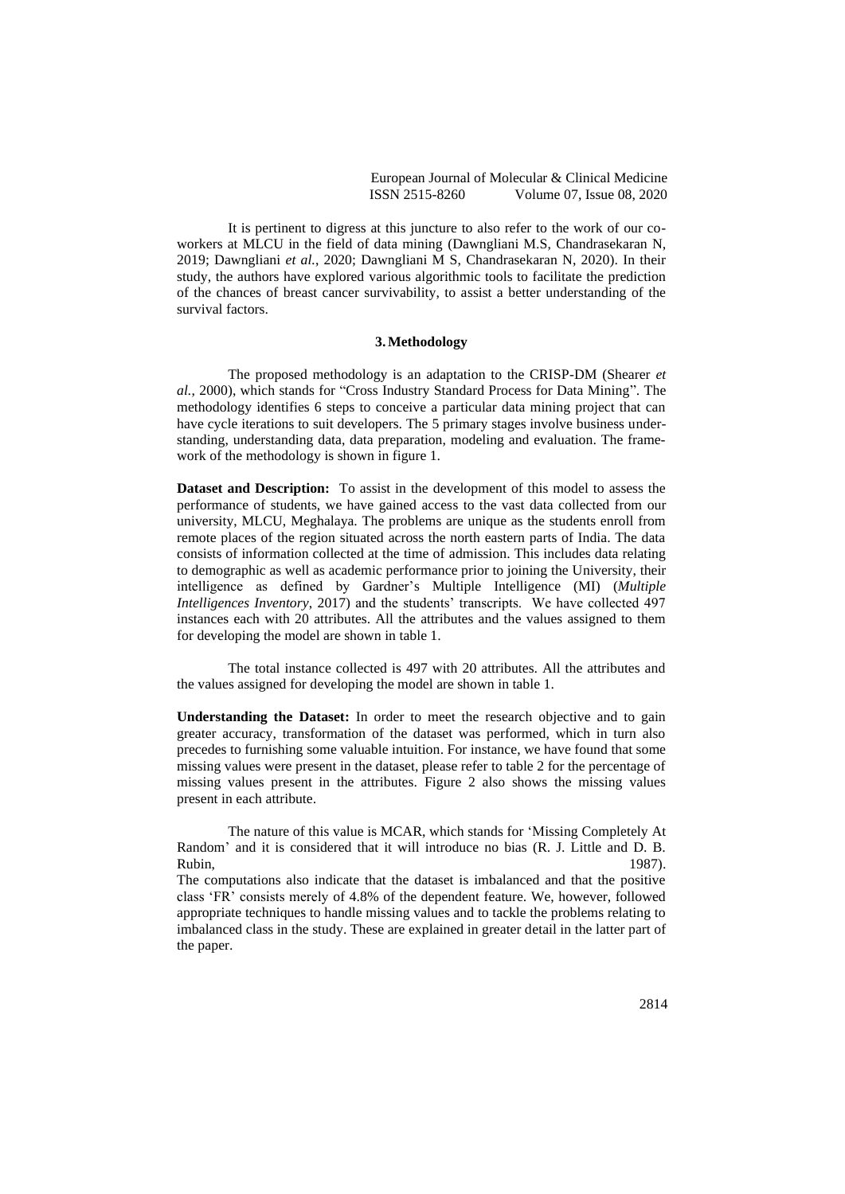It is pertinent to digress at this juncture to also refer to the work of our co-workers at MLCU in the field of data mining (Dawngliani M.S, Chandrasekaran N, 2019; Dawngliani *et al.*, 2020; Dawngliani M S, Chandrasekaran N, 2020). In their study, the authors have explored various algorithmic tools to facilitate the prediction of the chances of breast cancer survivability, to assist a better understanding of the survival factors.

## 3. Methodology

The proposed methodology is an adaptation to the CRISP-DM (Shearer *et al.*, 2000), which stands for "Cross Industry Standard Process for Data Mining". The methodology identifies 6 steps to conceive a particular data mining project that can have cycle iterations to suit developers. The 5 primary stages involve business understanding, understanding data, data preparation, modeling and evaluation. The framework of the methodology is shown in figure 1.

**Dataset and Description:** To assist in the development of this model to assess the performance of students, we have gained access to the vast data collected from our university, MLCU, Meghalaya. The problems are unique as the students enroll from remote places of the region situated across the north eastern parts of India. The data consists of information collected at the time of admission. This includes data relating to demographic as well as academic performance prior to joining the University, their intelligence as defined by Gardner's Multiple Intelligence (MI) (*Multiple Intelligences Inventory*, 2017) and the students' transcripts. We have collected 497 instances each with 20 attributes. All the attributes and the values assigned to them for developing the model are shown in table 1.

The total instance collected is 497 with 20 attributes. All the attributes and the values assigned for developing the model are shown in table 1.

**Understanding the Dataset:** In order to meet the research objective and to gain greater accuracy, transformation of the dataset was performed, which in turn also precedes to furnishing some valuable intuition. For instance, we have found that some missing values were present in the dataset, please refer to table 2 for the percentage of missing values present in the attributes. Figure 2 also shows the missing values present in each attribute.

The nature of this value is MCAR, which stands for 'Missing Completely At Random' and it is considered that it will introduce no bias (R. J. Little and D. B. Rubin, 1987).
The computations also indicate that the dataset is imbalanced and that the positive class 'FR' consists merely of 4.8% of the dependent feature. We, however, followed appropriate techniques to handle missing values and to tackle the problems relating to imbalanced class in the study. These are explained in greater detail in the latter part of the paper.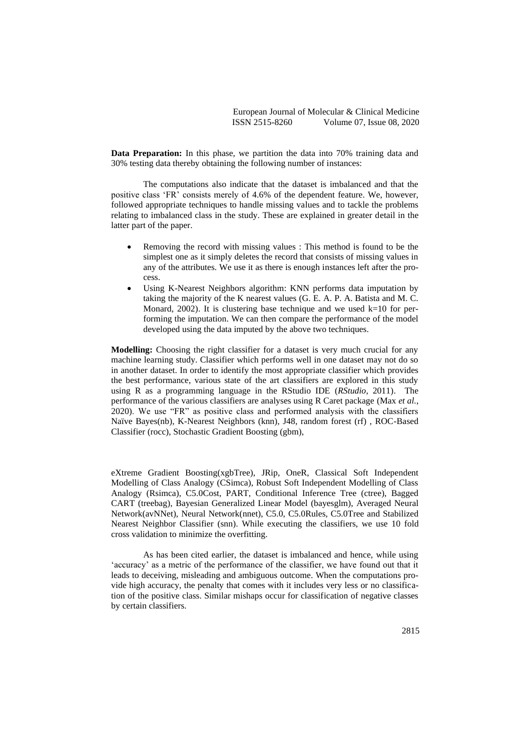**Data Preparation:** In this phase, we partition the data into 70% training data and 30% testing data thereby obtaining the following number of instances:

The computations also indicate that the dataset is imbalanced and that the positive class 'FR' consists merely of 4.6% of the dependent feature. We, however, followed appropriate techniques to handle missing values and to tackle the problems relating to imbalanced class in the study. These are explained in greater detail in the latter part of the paper.

- Removing the record with missing values : This method is found to be the simplest one as it simply deletes the record that consists of missing values in any of the attributes. We use it as there is enough instances left after the process.
- Using K-Nearest Neighbors algorithm: KNN performs data imputation by taking the majority of the K nearest values (G. E. A. P. A. Batista and M. C. Monard, 2002). It is clustering base technique and we used k=10 for performing the imputation. We can then compare the performance of the model developed using the data imputed by the above two techniques.

**Modelling:** Choosing the right classifier for a dataset is very much crucial for any machine learning study. Classifier which performs well in one dataset may not do so in another dataset. In order to identify the most appropriate classifier which provides the best performance, various state of the art classifiers are explored in this study using R as a programming language in the RStudio IDE (*RStudio*, 2011). The performance of the various classifiers are analyses using R Caret package (Max *et al.*, 2020). We use "FR" as positive class and performed analysis with the classifiers Naïve Bayes(nb), K-Nearest Neighbors (knn), J48, random forest (rf) , ROC-Based Classifier (rocc), Stochastic Gradient Boosting (gbm), eXtreme Gradient Boosting(xgbTree), JRip, OneR, Classical Soft Independent Modelling of Class Analogy (CSimca), Robust Soft Independent Modelling of Class Analogy (Rsimca), C5.0Cost, PART, Conditional Inference Tree (ctree), Bagged CART (treebag), Bayesian Generalized Linear Model (bayesglm), Averaged Neural Network(avNNet), Neural Network(nnet), C5.0, C5.0Rules, C5.0Tree and Stabilized Nearest Neighbor Classifier (snn). While executing the classifiers, we use 10 fold cross validation to minimize the overfitting.

As has been cited earlier, the dataset is imbalanced and hence, while using 'accuracy' as a metric of the performance of the classifier, we have found out that it leads to deceiving, misleading and ambiguous outcome. When the computations provide high accuracy, the penalty that comes with it includes very less or no classification of the positive class. Similar mishaps occur for classification of negative classes by certain classifiers.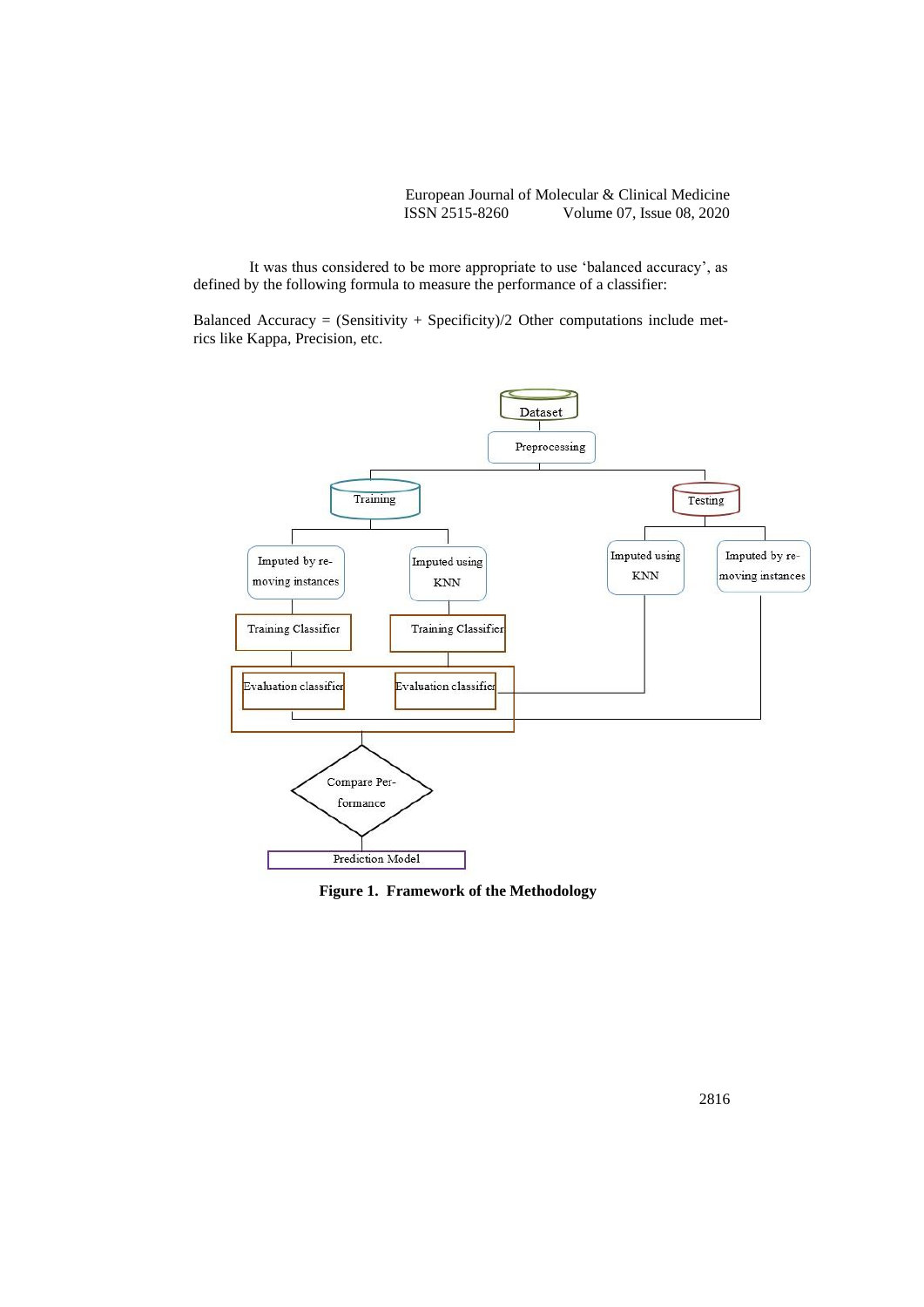It was thus considered to be more appropriate to use 'balanced accuracy', as defined by the following formula to measure the performance of a classifier:

Balanced Accuracy = (Sensitivity + Specificity)/2 Other computations include metrics like Kappa, Precision, etc.

**Figure 1. Framework of the Methodology**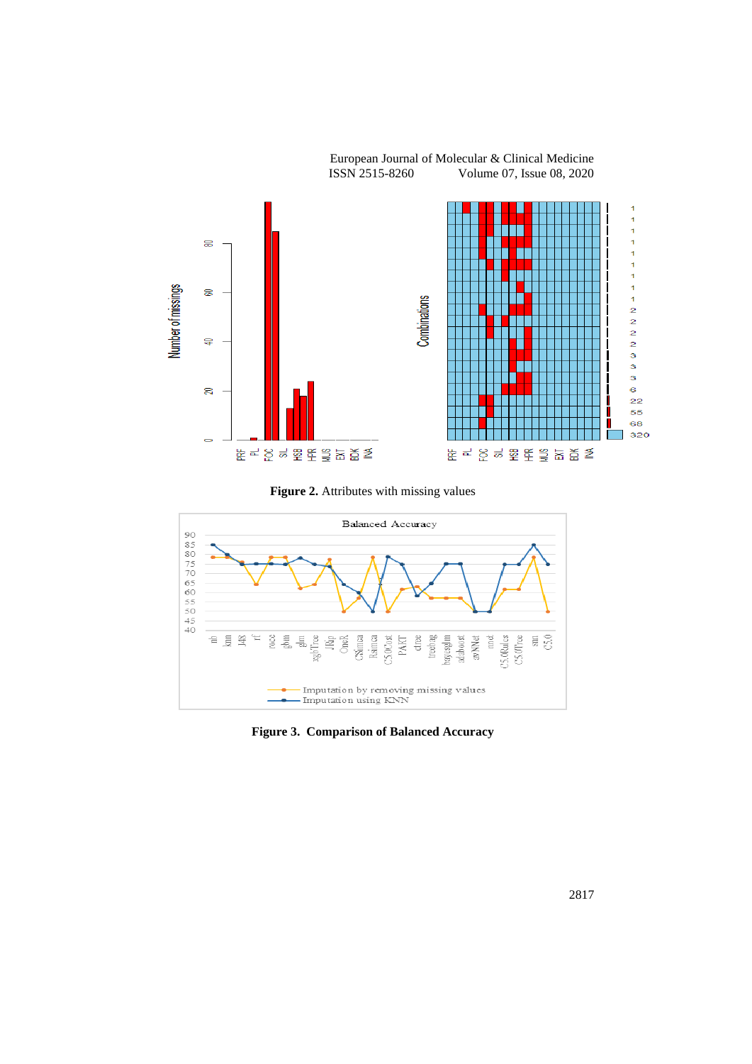**Figure 2.** Attributes with missing values

**Figure 3. Comparison of Balanced Accuracy**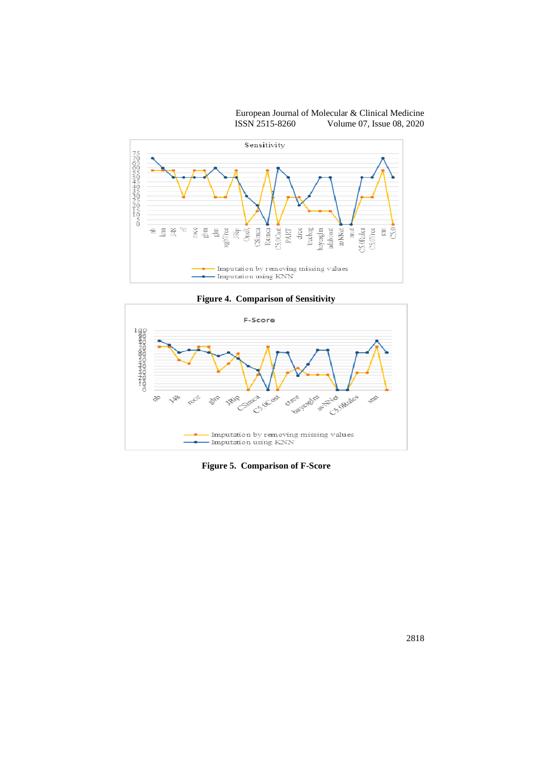Figure 4. Comparison of Sensitivity

Figure 5. Comparison of F-Score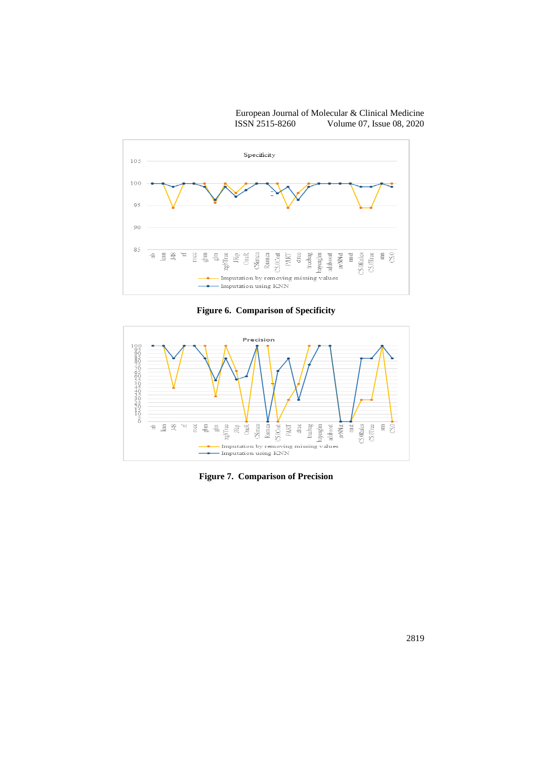Figure 6. Comparison of Specificity

Figure 7. Comparison of Precision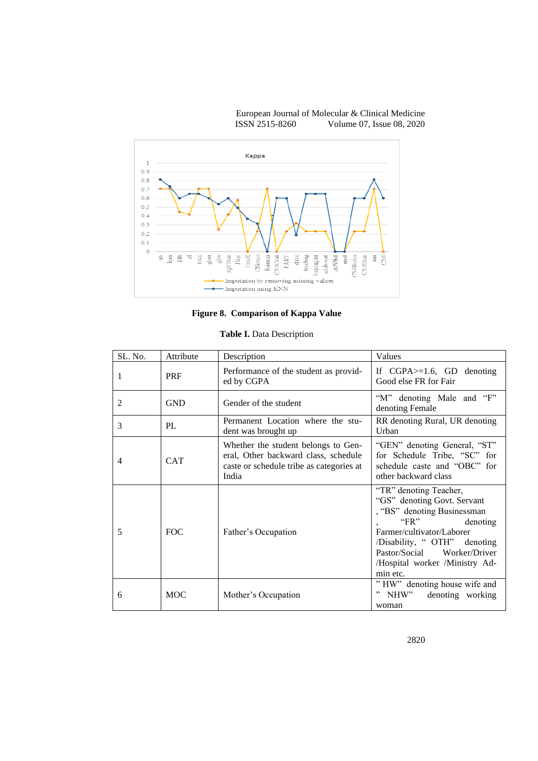Figure 8. **Comparison of Kappa Value**

**Table I.** Data Description

| SL. No. | Attribute | Description | Values |
|---|---|---|---|
| 1 | PRF | Performance of the student as provided by CGPA | If CGPA>=1.6, GD denoting Good else FR for Fair |
| 2 | GND | Gender of the student | "M" denoting Male and "F" denoting Female |
| 3 | PL | Permanent Location where the student was brought up | RR denoting Rural, UR denoting Urban |
| 4 | CAT | Whether the student belongs to General, Other backward class, schedule caste or schedule tribe as categories at India | "GEN" denoting General, "ST" for Schedule Tribe, "SC" for schedule caste and "OBC" for other backward class |
| 5 | FOC | Father's Occupation | "TR" denoting Teacher, "GS" denoting Govt. Servant , "BS" denoting Businessman , "FR" denoting Farmer/cultivator/Laborer /Disability, " OTH" denoting Pastor/Social Worker/Driver /Hospital worker /Ministry Admin etc. |
| 6 | MOC | Mother's Occupation | " HW" denoting house wife and " NHW" denoting working woman |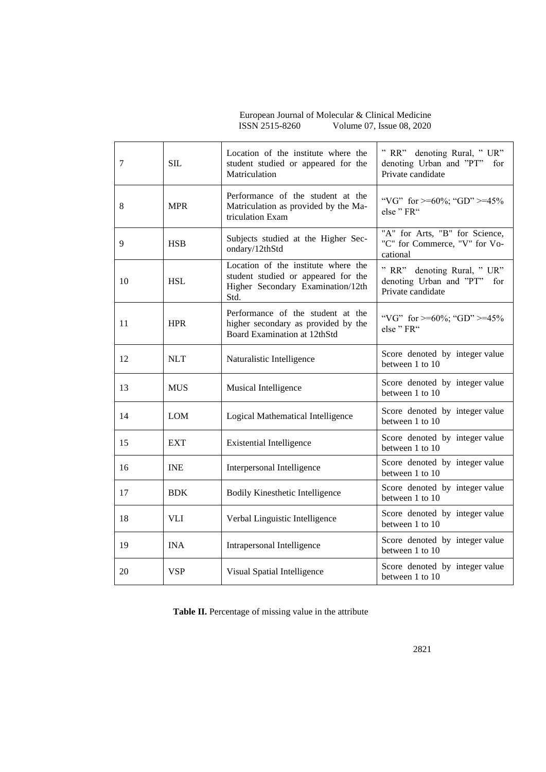| 7 | SIL | Location of the institute where the student studied or appeared for the Matriculation | " RR" denoting Rural, " UR" denoting Urban and "PT" for Private candidate |
|---|---|---|---|
| 8 | MPR | Performance of the student at the Matriculation as provided by the Matriculation Exam | "VG" for >=60%; "GD" >=45% else " FR" |
| 9 | HSB | Subjects studied at the Higher Secondary/12thStd | "A" for Arts, "B" for Science, "C" for Commerce, "V" for Vocational |
| 10 | HSL | Location of the institute where the student studied or appeared for the Higher Secondary Examination/12th Std. | " RR" denoting Rural, " UR" denoting Urban and "PT" for Private candidate |
| 11 | HPR | Performance of the student at the higher secondary as provided by the Board Examination at 12thStd | "VG" for >=60%; "GD" >=45% else " FR" |
| 12 | NLT | Naturalistic Intelligence | Score denoted by integer value between 1 to 10 |
| 13 | MUS | Musical Intelligence | Score denoted by integer value between 1 to 10 |
| 14 | LOM | Logical Mathematical Intelligence | Score denoted by integer value between 1 to 10 |
| 15 | EXT | Existential Intelligence | Score denoted by integer value between 1 to 10 |
| 16 | INE | Interpersonal Intelligence | Score denoted by integer value between 1 to 10 |
| 17 | BDK | Bodily Kinesthetic Intelligence | Score denoted by integer value between 1 to 10 |
| 18 | VLI | Verbal Linguistic Intelligence | Score denoted by integer value between 1 to 10 |
| 19 | INA | Intrapersonal Intelligence | Score denoted by integer value between 1 to 10 |
| 20 | VSP | Visual Spatial Intelligence | Score denoted by integer value between 1 to 10 |

**Table II.** Percentage of missing value in the attribute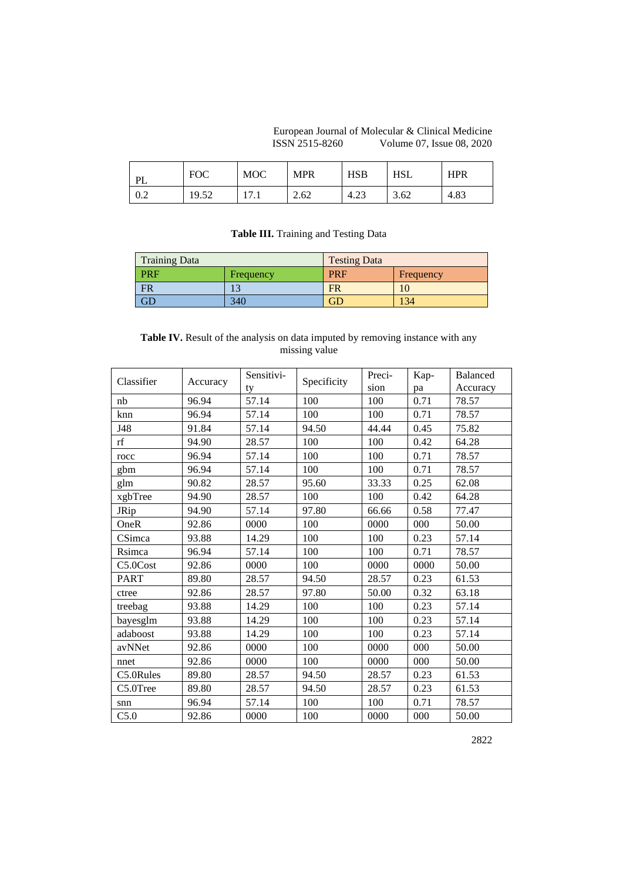| PL | FOC | MOC | MPR | HSB | HSL | HPR |
|---|---|---|---|---|---|---|
| 0.2 | 19.52 | 17.1 | 2.62 | 4.23 | 3.62 | 4.83 |

**Table III.** Training and Testing Data

| Training Data | | Testing Data | |
|---|---|---|---|
| PRF | Frequency | PRF | Frequency |
| FR | 13 | FR | 10 |
| GD | 340 | GD | 134 |

**Table IV.** Result of the analysis on data imputed by removing instance with any missing value

| Classifier | Accuracy | Sensitivi-ty | Specificity | Preci-sion | Kap-pa | Balanced Accuracy |
|---|---|---|---|---|---|---|
| nb | 96.94 | 57.14 | 100 | 100 | 0.71 | 78.57 |
| knn | 96.94 | 57.14 | 100 | 100 | 0.71 | 78.57 |
| J48 | 91.84 | 57.14 | 94.50 | 44.44 | 0.45 | 75.82 |
| rf | 94.90 | 28.57 | 100 | 100 | 0.42 | 64.28 |
| rocc | 96.94 | 57.14 | 100 | 100 | 0.71 | 78.57 |
| gbm | 96.94 | 57.14 | 100 | 100 | 0.71 | 78.57 |
| glm | 90.82 | 28.57 | 95.60 | 33.33 | 0.25 | 62.08 |
| xgbTree | 94.90 | 28.57 | 100 | 100 | 0.42 | 64.28 |
| JRip | 94.90 | 57.14 | 97.80 | 66.66 | 0.58 | 77.47 |
| OneR | 92.86 | 0000 | 100 | 0000 | 000 | 50.00 |
| CSimca | 93.88 | 14.29 | 100 | 100 | 0.23 | 57.14 |
| Rsimca | 96.94 | 57.14 | 100 | 100 | 0.71 | 78.57 |
| C5.0Cost | 92.86 | 0000 | 100 | 0000 | 0000 | 50.00 |
| PART | 89.80 | 28.57 | 94.50 | 28.57 | 0.23 | 61.53 |
| ctree | 92.86 | 28.57 | 97.80 | 50.00 | 0.32 | 63.18 |
| treebag | 93.88 | 14.29 | 100 | 100 | 0.23 | 57.14 |
| bayesglm | 93.88 | 14.29 | 100 | 100 | 0.23 | 57.14 |
| adaboost | 93.88 | 14.29 | 100 | 100 | 0.23 | 57.14 |
| avNNet | 92.86 | 0000 | 100 | 0000 | 000 | 50.00 |
| nnet | 92.86 | 0000 | 100 | 0000 | 000 | 50.00 |
| C5.0Rules | 89.80 | 28.57 | 94.50 | 28.57 | 0.23 | 61.53 |
| C5.0Tree | 89.80 | 28.57 | 94.50 | 28.57 | 0.23 | 61.53 |
| snn | 96.94 | 57.14 | 100 | 100 | 0.71 | 78.57 |
| C5.0 | 92.86 | 0000 | 100 | 0000 | 000 | 50.00 |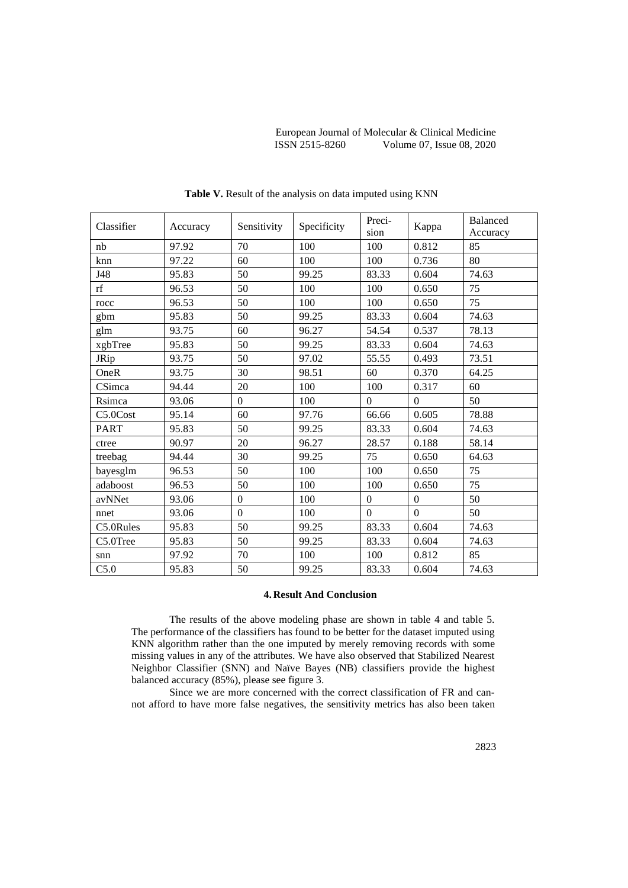**Table V.** Result of the analysis on data imputed using KNN

| Classifier | Accuracy | Sensitivity | Specificity | Preci-sion | Kappa | Balanced Accuracy |
|---|---|---|---|---|---|---|
| nb | 97.92 | 70 | 100 | 100 | 0.812 | 85 |
| knn | 97.22 | 60 | 100 | 100 | 0.736 | 80 |
| J48 | 95.83 | 50 | 99.25 | 83.33 | 0.604 | 74.63 |
| rf | 96.53 | 50 | 100 | 100 | 0.650 | 75 |
| rocc | 96.53 | 50 | 100 | 100 | 0.650 | 75 |
| gbm | 95.83 | 50 | 99.25 | 83.33 | 0.604 | 74.63 |
| glm | 93.75 | 60 | 96.27 | 54.54 | 0.537 | 78.13 |
| xgbTree | 95.83 | 50 | 99.25 | 83.33 | 0.604 | 74.63 |
| JRip | 93.75 | 50 | 97.02 | 55.55 | 0.493 | 73.51 |
| OneR | 93.75 | 30 | 98.51 | 60 | 0.370 | 64.25 |
| CSimca | 94.44 | 20 | 100 | 100 | 0.317 | 60 |
| Rsimca | 93.06 | 0 | 100 | 0 | 0 | 50 |
| C5.0Cost | 95.14 | 60 | 97.76 | 66.66 | 0.605 | 78.88 |
| PART | 95.83 | 50 | 99.25 | 83.33 | 0.604 | 74.63 |
| ctree | 90.97 | 20 | 96.27 | 28.57 | 0.188 | 58.14 |
| treebag | 94.44 | 30 | 99.25 | 75 | 0.650 | 64.63 |
| bayesglm | 96.53 | 50 | 100 | 100 | 0.650 | 75 |
| adaboost | 96.53 | 50 | 100 | 100 | 0.650 | 75 |
| avNNet | 93.06 | 0 | 100 | 0 | 0 | 50 |
| nnet | 93.06 | 0 | 100 | 0 | 0 | 50 |
| C5.0Rules | 95.83 | 50 | 99.25 | 83.33 | 0.604 | 74.63 |
| C5.0Tree | 95.83 | 50 | 99.25 | 83.33 | 0.604 | 74.63 |
| snn | 97.92 | 70 | 100 | 100 | 0.812 | 85 |
| C5.0 | 95.83 | 50 | 99.25 | 83.33 | 0.604 | 74.63 |

## 4. Result And Conclusion

The results of the above modeling phase are shown in table 4 and table 5. The performance of the classifiers has found to be better for the dataset imputed using KNN algorithm rather than the one imputed by merely removing records with some missing values in any of the attributes. We have also observed that Stabilized Nearest Neighbor Classifier (SNN) and Naïve Bayes (NB) classifiers provide the highest balanced accuracy (85%), please see figure 3.

Since we are more concerned with the correct classification of FR and cannot afford to have more false negatives, the sensitivity metrics has also been taken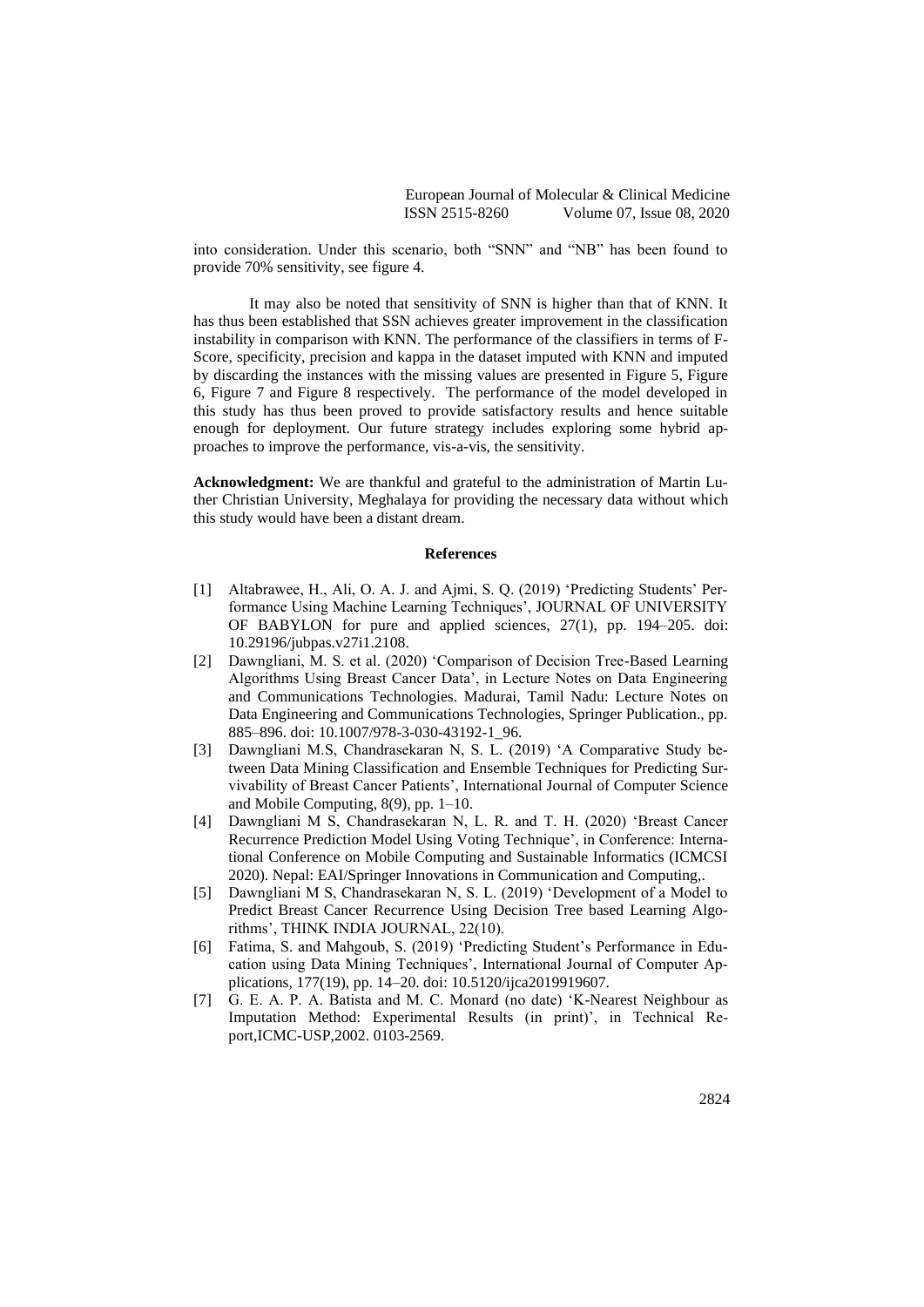into consideration. Under this scenario, both "SNN" and "NB" has been found to provide 70% sensitivity, see figure 4.

It may also be noted that sensitivity of SNN is higher than that of KNN. It has thus been established that SSN achieves greater improvement in the classification instability in comparison with KNN. The performance of the classifiers in terms of F-Score, specificity, precision and kappa in the dataset imputed with KNN and imputed by discarding the instances with the missing values are presented in Figure 5, Figure 6, Figure 7 and Figure 8 respectively. The performance of the model developed in this study has thus been proved to provide satisfactory results and hence suitable enough for deployment. Our future strategy includes exploring some hybrid approaches to improve the performance, vis-a-vis, the sensitivity.

**Acknowledgment:** We are thankful and grateful to the administration of Martin Luther Christian University, Meghalaya for providing the necessary data without which this study would have been a distant dream.

## References

[1] Altabrawee, H., Ali, O. A. J. and Ajmi, S. Q. (2019) 'Predicting Students' Performance Using Machine Learning Techniques', JOURNAL OF UNIVERSITY OF BABYLON for pure and applied sciences, 27(1), pp. 194–205. doi: 10.29196/jubpas.v27i1.2108.

[2] Dawngliani, M. S. et al. (2020) 'Comparison of Decision Tree-Based Learning Algorithms Using Breast Cancer Data', in Lecture Notes on Data Engineering and Communications Technologies. Madurai, Tamil Nadu: Lecture Notes on Data Engineering and Communications Technologies, Springer Publication., pp. 885–896. doi: 10.1007/978-3-030-43192-1_96.

[3] Dawngliani M.S, Chandrasekaran N, S. L. (2019) 'A Comparative Study between Data Mining Classification and Ensemble Techniques for Predicting Survivability of Breast Cancer Patients', International Journal of Computer Science and Mobile Computing, 8(9), pp. 1–10.

[4] Dawngliani M S, Chandrasekaran N, L. R. and T. H. (2020) 'Breast Cancer Recurrence Prediction Model Using Voting Technique', in Conference: International Conference on Mobile Computing and Sustainable Informatics (ICMCSI 2020). Nepal: EAI/Springer Innovations in Communication and Computing,.

[5] Dawngliani M S, Chandrasekaran N, S. L. (2019) 'Development of a Model to Predict Breast Cancer Recurrence Using Decision Tree based Learning Algorithms', THINK INDIA JOURNAL, 22(10).

[6] Fatima, S. and Mahgoub, S. (2019) 'Predicting Student's Performance in Education using Data Mining Techniques', International Journal of Computer Applications, 177(19), pp. 14–20. doi: 10.5120/ijca2019919607.

[7] G. E. A. P. A. Batista and M. C. Monard (no date) 'K-Nearest Neighbour as Imputation Method: Experimental Results (in print)', in Technical Report,ICMC-USP,2002. 0103-2569.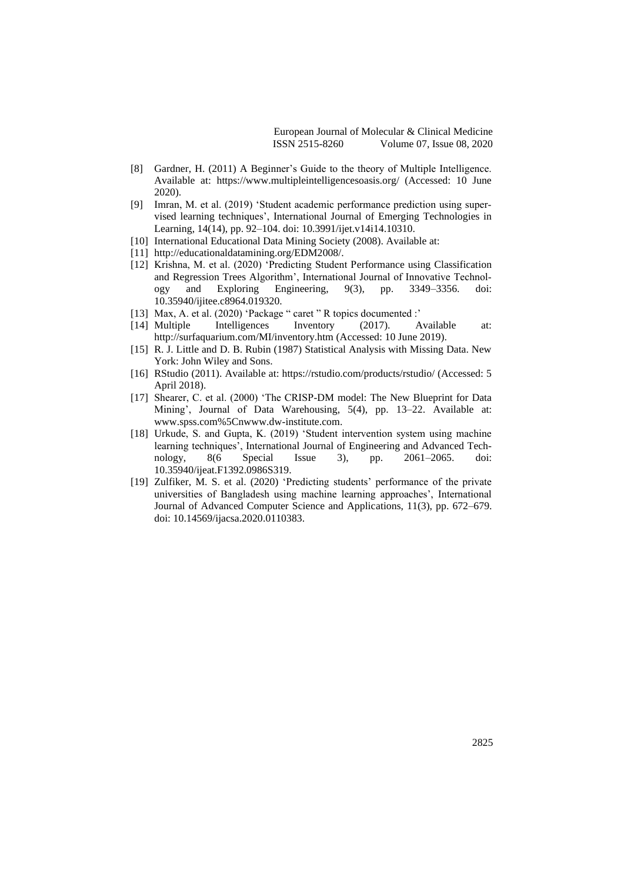[8] Gardner, H. (2011) A Beginner's Guide to the theory of Multiple Intelligence. Available at: https://www.multipleintelligencesoasis.org/ (Accessed: 10 June 2020).

[9] Imran, M. et al. (2019) 'Student academic performance prediction using supervised learning techniques', International Journal of Emerging Technologies in Learning, 14(14), pp. 92–104. doi: 10.3991/ijet.v14i14.10310.

[10] International Educational Data Mining Society (2008). Available at:

[11] http://educationaldatamining.org/EDM2008/.

[12] Krishna, M. et al. (2020) 'Predicting Student Performance using Classification and Regression Trees Algorithm', International Journal of Innovative Technology and Exploring Engineering, 9(3), pp. 3349–3356. doi: 10.35940/ijitee.c8964.019320.

[13] Max, A. et al. (2020) 'Package " caret " R topics documented :'

[14] Multiple Intelligences Inventory (2017). Available at: http://surfaquarium.com/MI/inventory.htm (Accessed: 10 June 2019).

[15] R. J. Little and D. B. Rubin (1987) Statistical Analysis with Missing Data. New York: John Wiley and Sons.

[16] RStudio (2011). Available at: https://rstudio.com/products/rstudio/ (Accessed: 5 April 2018).

[17] Shearer, C. et al. (2000) 'The CRISP-DM model: The New Blueprint for Data Mining', Journal of Data Warehousing, 5(4), pp. 13–22. Available at: www.spss.com%5Cnwww.dw-institute.com.

[18] Urkude, S. and Gupta, K. (2019) 'Student intervention system using machine learning techniques', International Journal of Engineering and Advanced Technology, 8(6 Special Issue 3), pp. 2061–2065. doi: 10.35940/ijeat.F1392.0986S319.

[19] Zulfiker, M. S. et al. (2020) 'Predicting students' performance of the private universities of Bangladesh using machine learning approaches', International Journal of Advanced Computer Science and Applications, 11(3), pp. 672–679. doi: 10.14569/ijacsa.2020.0110383.